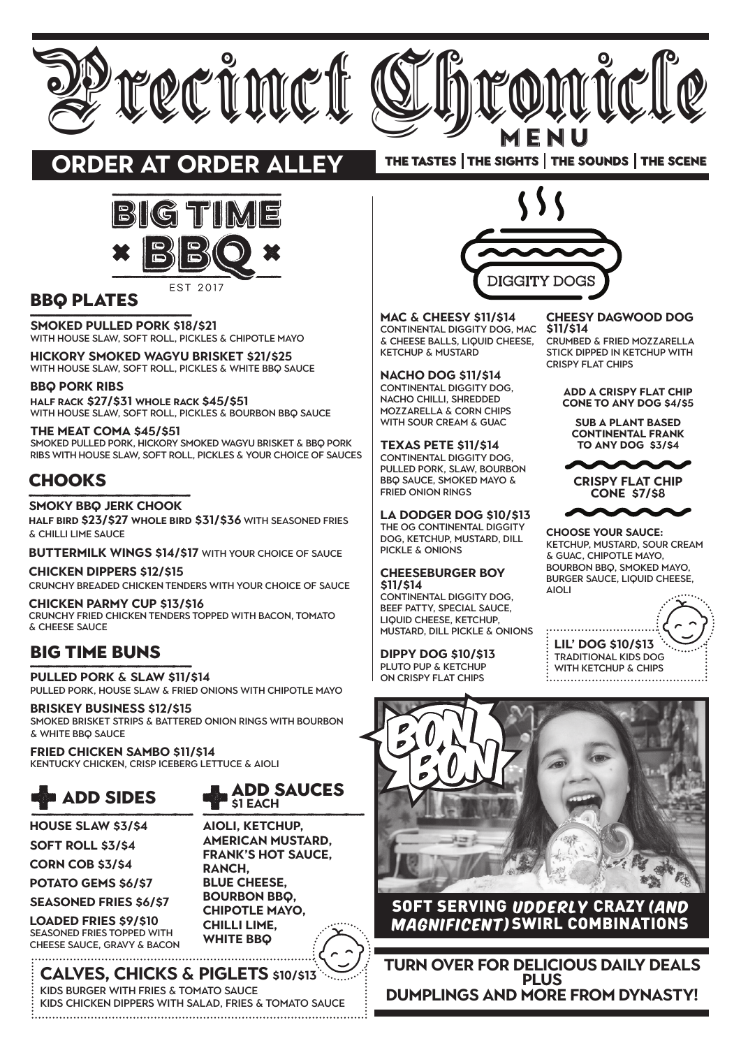# Precinct Chronicle

MENU

## ORDER AT ORDER ALLEY

THE TASTES | THE SIGHTS | THE SOUNDS | THE SCENE

## BIG TIME BBQ

EST 2017

### BBQ PLATES

**SMOKED PULLED PORK $18/$21**
WITH HOUSE SLAW, SOFT ROLL, PICKLES & CHIPOTLE MAYO

**HICKORY SMOKED WAGYU BRISKET $21/$25**
WITH HOUSE SLAW, SOFT ROLL, PICKLES & WHITE BBQ SAUCE

**BBQ PORK RIBS**
**HALF RACK $27/$31 WHOLE RACK $45/$51**
WITH HOUSE SLAW, SOFT ROLL, PICKLES & BOURBON BBQ SAUCE

**THE MEAT COMA $45/$51**
SMOKED PULLED PORK, HICKORY SMOKED WAGYU BRISKET & BBQ PORK RIBS WITH HOUSE SLAW, SOFT ROLL, PICKLES & YOUR CHOICE OF SAUCES

### CHOOKS

**SMOKY BBQ JERK CHOOK**
**HALF BIRD $23/$27 WHOLE BIRD $31/$36** WITH SEASONED FRIES & CHILLI LIME SAUCE

**BUTTERMILK WINGS $14/$17** WITH YOUR CHOICE OF SAUCE

**CHICKEN DIPPERS $12/$15**
CRUNCHY BREADED CHICKEN TENDERS WITH YOUR CHOICE OF SAUCE

**CHICKEN PARMY CUP $13/$16**
CRUNCHY FRIED CHICKEN TENDERS TOPPED WITH BACON, TOMATO & CHEESE SAUCE

### BIG TIME BUNS

**PULLED PORK & SLAW $11/$14**
PULLED PORK, HOUSE SLAW & FRIED ONIONS WITH CHIPOTLE MAYO

**BRISKEY BUSINESS $12/$15**
SMOKED BRISKET STRIPS & BATTERED ONION RINGS WITH BOURBON & WHITE BBQ SAUCE

**FRIED CHICKEN SAMBO $11/$14**
KENTUCKY CHICKEN, CRISP ICEBERG LETTUCE & AIOLI

### ADD SIDES

**HOUSE SLAW $3/$4**

**SOFT ROLL $3/$4**

**CORN COB $3/$4**

**POTATO GEMS $6/$7**

**SEASONED FRIES $6/$7**

**LOADED FRIES $9/$10**
SEASONED FRIES TOPPED WITH CHEESE SAUCE, GRAVY & BACON

### ADD SAUCES $1 EACH

**AIOLI, KETCHUP, AMERICAN MUSTARD, FRANK'S HOT SAUCE, RANCH, BLUE CHEESE, BOURBON BBQ, CHIPOTLE MAYO, CHILLI LIME, WHITE BBQ**

### CALVES, CHICKS & PIGLETS $10/$13

KIDS BURGER WITH FRIES & TOMATO SAUCE
KIDS CHICKEN DIPPERS WITH SALAD, FRIES & TOMATO SAUCE

## DIGGITY DOGS

**MAC & CHEESY $11/$14**
CONTINENTAL DIGGITY DOG, MAC & CHEESE BALLS, LIQUID CHEESE, KETCHUP & MUSTARD

**NACHO DOG $11/$14**
CONTINENTAL DIGGITY DOG, NACHO CHILLI, SHREDDED MOZZARELLA & CORN CHIPS WITH SOUR CREAM & GUAC

**TEXAS PETE $11/$14**
CONTINENTAL DIGGITY DOG, PULLED PORK, SLAW, BOURBON BBQ SAUCE, SMOKED MAYO & FRIED ONION RINGS

**LA DODGER DOG $10/$13**
THE OG CONTINENTAL DIGGITY DOG, KETCHUP, MUSTARD, DILL PICKLE & ONIONS

**CHEESEBURGER BOY $11/$14**
CONTINENTAL DIGGITY DOG, BEEF PATTY, SPECIAL SAUCE, LIQUID CHEESE, KETCHUP, MUSTARD, DILL PICKLE & ONIONS

**DIPPY DOG $10/$13**
PLUTO PUP & KETCHUP ON CRISPY FLAT CHIPS

**CHEESY DAGWOOD DOG $11/$14**
CRUMBED & FRIED MOZZARELLA STICK DIPPED IN KETCHUP WITH CRISPY FLAT CHIPS

**ADD A CRISPY FLAT CHIP CONE TO ANY DOG $4/$5**

**SUB A PLANT BASED CONTINENTAL FRANK TO ANY DOG $3/$4**

**CRISPY FLAT CHIP CONE $7/$8**

**CHOOSE YOUR SAUCE:**
KETCHUP, MUSTARD, SOUR CREAM & GUAC, CHIPOTLE MAYO, BOURBON BBQ, SMOKED MAYO, BURGER SAUCE, LIQUID CHEESE, AIOLI

**LIL' DOG $10/$13**
TRADITIONAL KIDS DOG WITH KETCHUP & CHIPS

## BON BON

**SOFT SERVING *UDDERLY* CRAZY *(AND MAGNIFICENT)* SWIRL COMBINATIONS**

**TURN OVER FOR DELICIOUS DAILY DEALS PLUS DUMPLINGS AND MORE FROM DYNASTY!**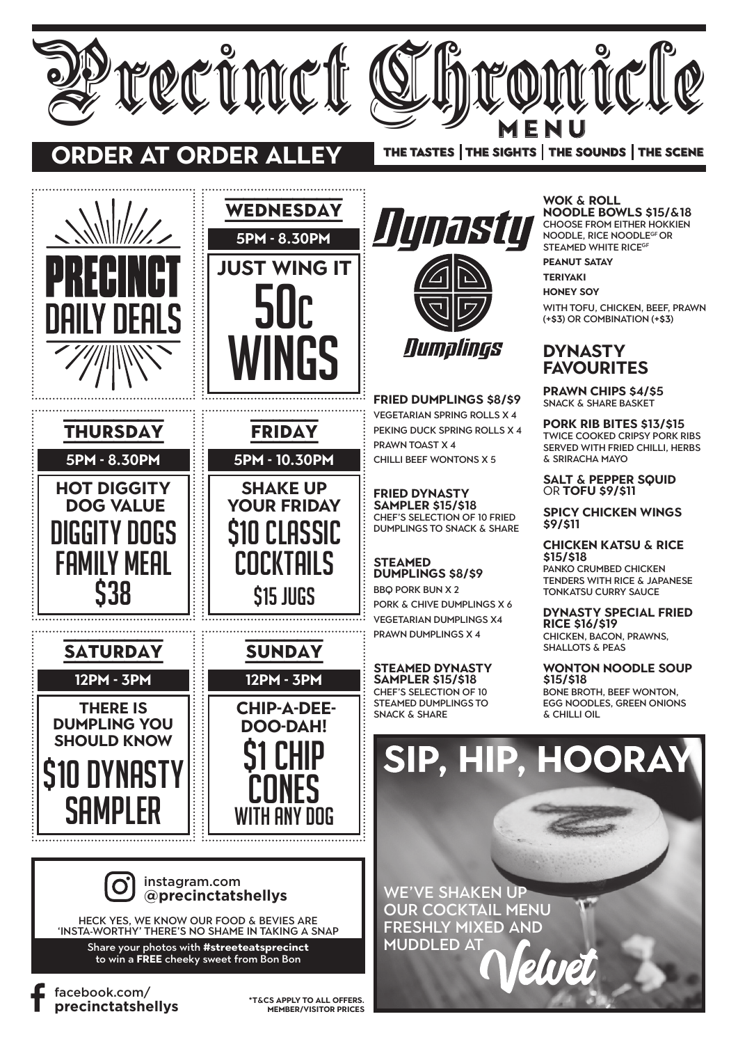# Precinct Chronicle

MENU

## ORDER AT ORDER ALLEY

THE TASTES | THE SIGHTS | THE SOUNDS | THE SCENE

## PRECINCT DAILY DEALS

### WEDNESDAY

5PM - 8.30PM

**JUST WING IT**

50c WINGS

### THURSDAY

5PM - 8.30PM

**HOT DIGGITY DOG VALUE**

DIGGITY DOGS FAMILY MEAL $38

### FRIDAY

5PM - 10.30PM

**SHAKE UP YOUR FRIDAY**

$10 CLASSIC COCKTAILS

$15 JUGS

### SATURDAY

12PM - 3PM

**THERE IS DUMPLING YOU SHOULD KNOW**

$10 DYNASTY SAMPLER

### SUNDAY

12PM - 3PM

**CHIP-A-DEE-DOO-DAH!**

$1 CHIP CONES WITH ANY DOG

instagram.com
**@precinctatshellys**

HECK YES, WE KNOW OUR FOOD & BEVIES ARE 'INSTA-WORTHY' THERE'S NO SHAME IN TAKING A SNAP

Share your photos with **#streeteatsprecinct** to win a **FREE** cheeky sweet from Bon Bon

facebook.com/
**precinctatshellys**

*T&CS APPLY TO ALL OFFERS. MEMBER/VISITOR PRICES

## Dynasty Dumplings

**FRIED DUMPLINGS $8/$9**

- VEGETARIAN SPRING ROLLS X 4
- PEKING DUCK SPRING ROLLS X 4
- PRAWN TOAST X 4
- CHILLI BEEF WONTONS X 5

**FRIED DYNASTY SAMPLER $15/$18**
CHEF'S SELECTION OF 10 FRIED DUMPLINGS TO SNACK & SHARE

**STEAMED DUMPLINGS $8/$9**

- BBQ PORK BUN X 2
- PORK & CHIVE DUMPLINGS X 6
- VEGETARIAN DUMPLINGS X4
- PRAWN DUMPLINGS X 4

**STEAMED DYNASTY SAMPLER $15/$18**
CHEF'S SELECTION OF 10 STEAMED DUMPLINGS TO SNACK & SHARE

**WOK & ROLL NOODLE BOWLS $15/&18**
CHOOSE FROM EITHER HOKKIEN NOODLE, RICE NOODLE[GF] OR STEAMED WHITE RICE[GF]

**PEANUT SATAY**

**TERIYAKI**

**HONEY SOY**

WITH TOFU, CHICKEN, BEEF, PRAWN (+$3) OR COMBINATION (+$3)

## DYNASTY FAVOURITES

**PRAWN CHIPS $4/$5**
SNACK & SHARE BASKET

**PORK RIB BITES $13/$15**
TWICE COOKED CRIPSY PORK RIBS SERVED WITH FRIED CHILLI, HERBS & SRIRACHA MAYO

**SALT & PEPPER SQUID** OR **TOFU $9/$11**

**SPICY CHICKEN WINGS $9/$11**

**CHICKEN KATSU & RICE $15/$18**
PANKO CRUMBED CHICKEN TENDERS WITH RICE & JAPANESE TONKATSU CURRY SAUCE

**DYNASTY SPECIAL FRIED RICE $16/$19**
CHICKEN, BACON, PRAWNS, SHALLOTS & PEAS

**WONTON NOODLE SOUP $15/$18**
BONE BROTH, BEEF WONTON, EGG NOODLES, GREEN ONIONS & CHILLI OIL

## SIP, HIP, HOORAY

WE'VE SHAKEN UP OUR COCKTAIL MENU FRESHLY MIXED AND MUDDLED AT Velvet